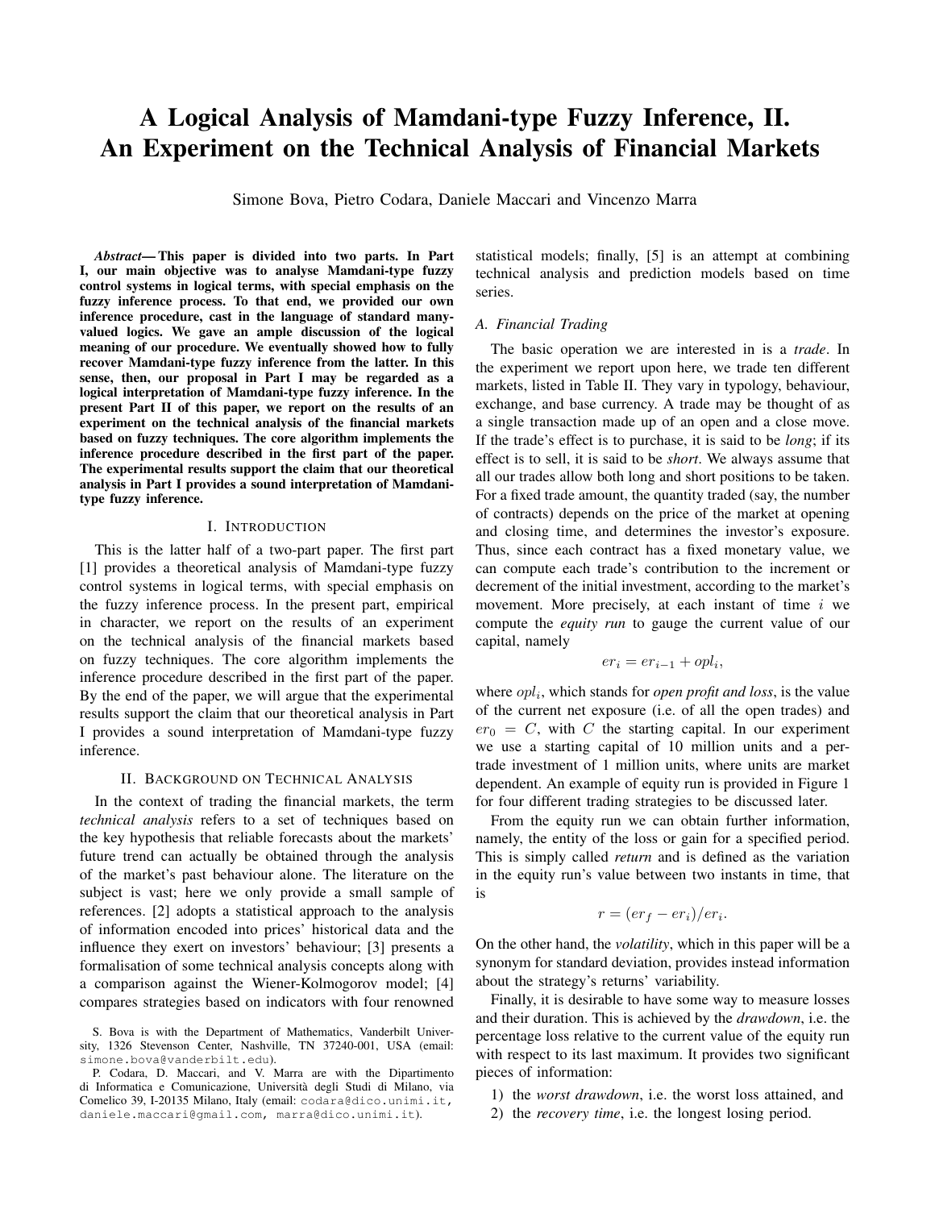# A Logical Analysis of Mamdani-type Fuzzy Inference, II. An Experiment on the Technical Analysis of Financial Markets

Simone Bova, Pietro Codara, Daniele Maccari and Vincenzo Marra

***Abstract*— This paper is divided into two parts. In Part I, our main objective was to analyse Mamdani-type fuzzy control systems in logical terms, with special emphasis on the fuzzy inference process. To that end, we provided our own inference procedure, cast in the language of standard many-valued logics. We gave an ample discussion of the logical meaning of our procedure. We eventually showed how to fully recover Mamdani-type fuzzy inference from the latter. In this sense, then, our proposal in Part I may be regarded as a logical interpretation of Mamdani-type fuzzy inference. In the present Part II of this paper, we report on the results of an experiment on the technical analysis of the financial markets based on fuzzy techniques. The core algorithm implements the inference procedure described in the first part of the paper. The experimental results support the claim that our theoretical analysis in Part I provides a sound interpretation of Mamdani-type fuzzy inference.**

## I. Introduction

This is the latter half of a two-part paper. The first part [1] provides a theoretical analysis of Mamdani-type fuzzy control systems in logical terms, with special emphasis on the fuzzy inference process. In the present part, empirical in character, we report on the results of an experiment on the technical analysis of the financial markets based on fuzzy techniques. The core algorithm implements the inference procedure described in the first part of the paper. By the end of the paper, we will argue that the experimental results support the claim that our theoretical analysis in Part I provides a sound interpretation of Mamdani-type fuzzy inference.

## II. Background on Technical Analysis

In the context of trading the financial markets, the term *technical analysis* refers to a set of techniques based on the key hypothesis that reliable forecasts about the markets' future trend can actually be obtained through the analysis of the market's past behaviour alone. The literature on the subject is vast; here we only provide a small sample of references. [2] adopts a statistical approach to the analysis of information encoded into prices' historical data and the influence they exert on investors' behaviour; [3] presents a formalisation of some technical analysis concepts along with a comparison against the Wiener-Kolmogorov model; [4] compares strategies based on indicators with four renowned statistical models; finally, [5] is an attempt at combining technical analysis and prediction models based on time series.

### A. Financial Trading

The basic operation we are interested in is a *trade*. In the experiment we report upon here, we trade ten different markets, listed in Table II. They vary in typology, behaviour, exchange, and base currency. A trade may be thought of as a single transaction made up of an open and a close move. If the trade's effect is to purchase, it is said to be *long*; if its effect is to sell, it is said to be *short*. We always assume that all our trades allow both long and short positions to be taken. For a fixed trade amount, the quantity traded (say, the number of contracts) depends on the price of the market at opening and closing time, and determines the investor's exposure. Thus, since each contract has a fixed monetary value, we can compute each trade's contribution to the increment or decrement of the initial investment, according to the market's movement. More precisely, at each instant of time $i$ we compute the *equity run* to gauge the current value of our capital, namely

$$er_i = er_{i-1} + opl_i,$$

where $opl_i$, which stands for *open profit and loss*, is the value of the current net exposure (i.e. of all the open trades) and $er_0 = C$, with $C$ the starting capital. In our experiment we use a starting capital of 10 million units and a per-trade investment of 1 million units, where units are market dependent. An example of equity run is provided in Figure 1 for four different trading strategies to be discussed later.

From the equity run we can obtain further information, namely, the entity of the loss or gain for a specified period. This is simply called *return* and is defined as the variation in the equity run's value between two instants in time, that is

$$r = (er_f - er_i)/er_i.$$

On the other hand, the *volatility*, which in this paper will be a synonym for standard deviation, provides instead information about the strategy's returns' variability.

Finally, it is desirable to have some way to measure losses and their duration. This is achieved by the *drawdown*, i.e. the percentage loss relative to the current value of the equity run with respect to its last maximum. It provides two significant pieces of information:

1) the *worst drawdown*, i.e. the worst loss attained, and
2) the *recovery time*, i.e. the longest losing period.

S. Bova is with the Department of Mathematics, Vanderbilt University, 1326 Stevenson Center, Nashville, TN 37240-001, USA (email: simone.bova@vanderbilt.edu).

P. Codara, D. Maccari, and V. Marra are with the Dipartimento di Informatica e Comunicazione, Università degli Studi di Milano, via Comelico 39, I-20135 Milano, Italy (email: codara@dico.unimi.it, daniele.maccari@gmail.com, marra@dico.unimi.it).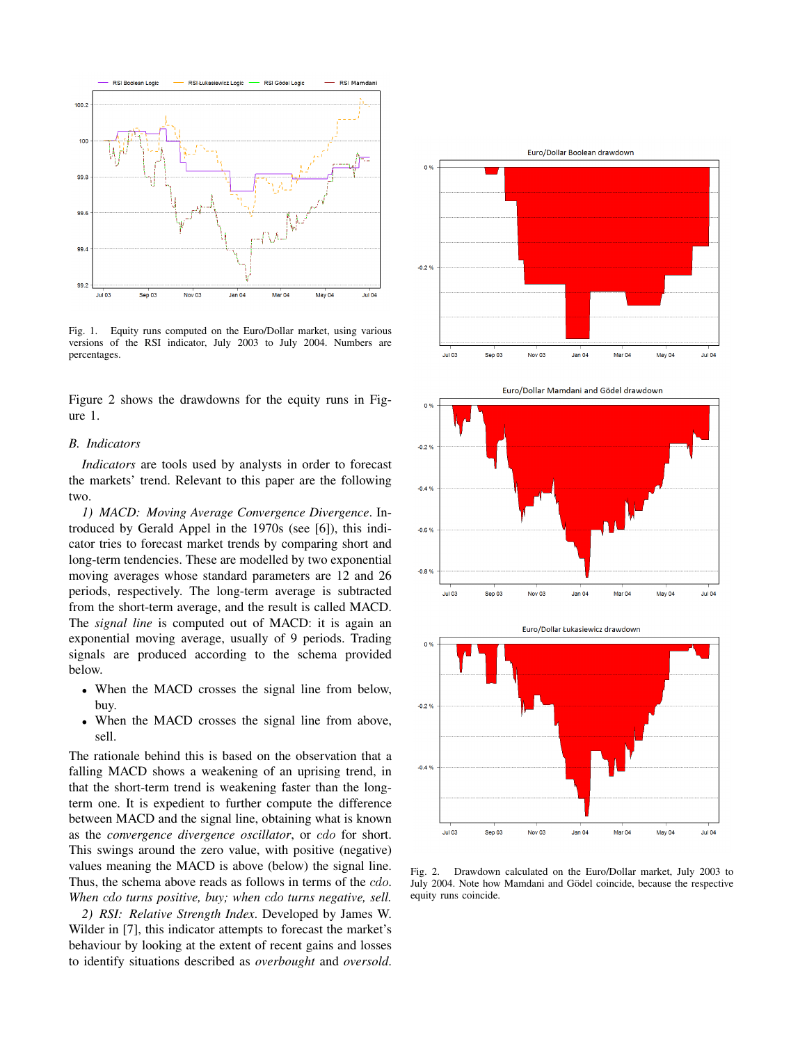Fig. 1. Equity runs computed on the Euro/Dollar market, using various versions of the RSI indicator, July 2003 to July 2004. Numbers are percentages.

Figure 2 shows the drawdowns for the equity runs in Figure 1.

### B. Indicators

*Indicators* are tools used by analysts in order to forecast the markets' trend. Relevant to this paper are the following two.

*1) MACD: Moving Average Convergence Divergence.* Introduced by Gerald Appel in the 1970s (see [6]), this indicator tries to forecast market trends by comparing short and long-term tendencies. These are modelled by two exponential moving averages whose standard parameters are 12 and 26 periods, respectively. The long-term average is subtracted from the short-term average, and the result is called MACD. The *signal line* is computed out of MACD: it is again an exponential moving average, usually of 9 periods. Trading signals are produced according to the schema provided below.

- When the MACD crosses the signal line from below, buy.
- When the MACD crosses the signal line from above, sell.

The rationale behind this is based on the observation that a falling MACD shows a weakening of an uprising trend, in that the short-term trend is weakening faster than the long-term one. It is expedient to further compute the difference between MACD and the signal line, obtaining what is known as the *convergence divergence oscillator*, or *cdo* for short. This swings around the zero value, with positive (negative) values meaning the MACD is above (below) the signal line. Thus, the schema above reads as follows in terms of the *cdo*. *When cdo turns positive, buy; when cdo turns negative, sell.*

*2) RSI: Relative Strength Index.* Developed by James W. Wilder in [7], this indicator attempts to forecast the market's behaviour by looking at the extent of recent gains and losses to identify situations described as *overbought* and *oversold*.

Fig. 2. Drawdown calculated on the Euro/Dollar market, July 2003 to July 2004. Note how Mamdani and Gödel coincide, because the respective equity runs coincide.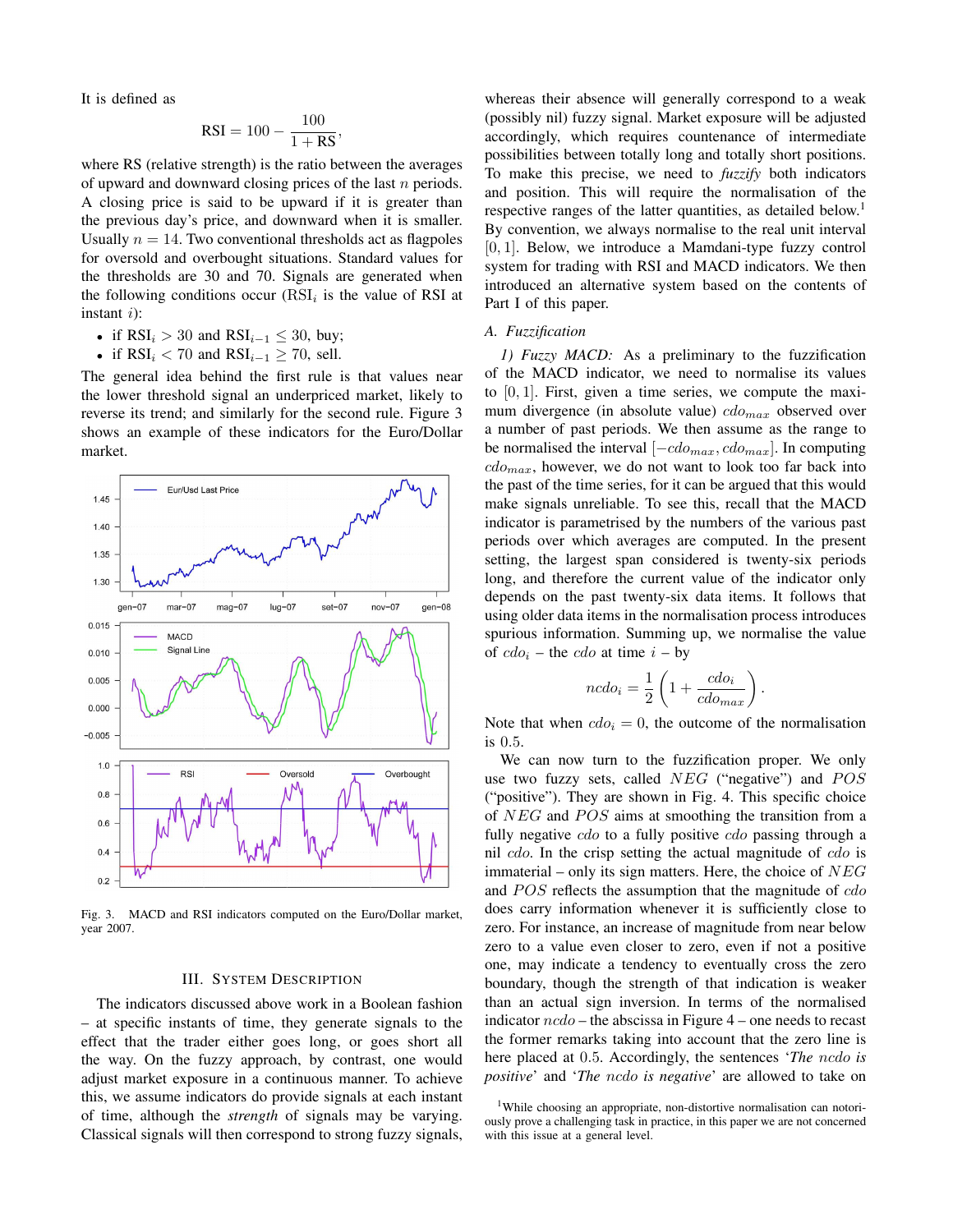It is defined as

$$\mathrm{RSI} = 100 - \frac{100}{1 + \mathrm{RS}},$$

where RS (relative strength) is the ratio between the averages of upward and downward closing prices of the last $n$ periods. A closing price is said to be upward if it is greater than the previous day's price, and downward when it is smaller. Usually $n = 14$. Two conventional thresholds act as flagpoles for oversold and overbought situations. Standard values for the thresholds are 30 and 70. Signals are generated when the following conditions occur ($\mathrm{RSI}_i$ is the value of RSI at instant $i$):

- if $\mathrm{RSI}_i > 30$ and $\mathrm{RSI}_{i-1} \le 30$, buy;
- if $\mathrm{RSI}_i < 70$ and $\mathrm{RSI}_{i-1} \ge 70$, sell.

The general idea behind the first rule is that values near the lower threshold signal an underpriced market, likely to reverse its trend; and similarly for the second rule. Figure 3 shows an example of these indicators for the Euro/Dollar market.

Fig. 3. MACD and RSI indicators computed on the Euro/Dollar market, year 2007.

## III. System Description

The indicators discussed above work in a Boolean fashion – at specific instants of time, they generate signals to the effect that the trader either goes long, or goes short all the way. On the fuzzy approach, by contrast, one would adjust market exposure in a continuous manner. To achieve this, we assume indicators do provide signals at each instant of time, although the *strength* of signals may be varying. Classical signals will then correspond to strong fuzzy signals, whereas their absence will generally correspond to a weak (possibly nil) fuzzy signal. Market exposure will be adjusted accordingly, which requires countenance of intermediate possibilities between totally long and totally short positions. To make this precise, we need to *fuzzify* both indicators and position. This will require the normalisation of the respective ranges of the latter quantities, as detailed below.[1] By convention, we always normalise to the real unit interval $[0, 1]$. Below, we introduce a Mamdani-type fuzzy control system for trading with RSI and MACD indicators. We then introduced an alternative system based on the contents of Part I of this paper.

### A. Fuzzification

*1) Fuzzy MACD:* As a preliminary to the fuzzification of the MACD indicator, we need to normalise its values to $[0, 1]$. First, given a time series, we compute the maximum divergence (in absolute value) $cdo_{max}$ observed over a number of past periods. We then assume as the range to be normalised the interval $[-cdo_{max}, cdo_{max}]$. In computing $cdo_{max}$, however, we do not want to look too far back into the past of the time series, for it can be argued that this would make signals unreliable. To see this, recall that the MACD indicator is parametrised by the numbers of the various past periods over which averages are computed. In the present setting, the largest span considered is twenty-six periods long, and therefore the current value of the indicator only depends on the past twenty-six data items. It follows that using older data items in the normalisation process introduces spurious information. Summing up, we normalise the value of $cdo_i$ – the $cdo$ at time $i$ – by

$$ncdo_i = \frac{1}{2}\left(1 + \frac{cdo_i}{cdo_{max}}\right).$$

Note that when $cdo_i = 0$, the outcome of the normalisation is $0.5$.

We can now turn to the fuzzification proper. We only use two fuzzy sets, called $NEG$ ("negative") and $POS$ ("positive"). They are shown in Fig. 4. This specific choice of $NEG$ and $POS$ aims at smoothing the transition from a fully negative $cdo$ to a fully positive $cdo$ passing through a nil $cdo$. In the crisp setting the actual magnitude of $cdo$ is immaterial – only its sign matters. Here, the choice of $NEG$ and $POS$ reflects the assumption that the magnitude of $cdo$ does carry information whenever it is sufficiently close to zero. For instance, an increase of magnitude from near below zero to a value even closer to zero, even if not a positive one, may indicate a tendency to eventually cross the zero boundary, though the strength of that indication is weaker than an actual sign inversion. In terms of the normalised indicator $ncdo$ – the abscissa in Figure 4 – one needs to recast the former remarks taking into account that the zero line is here placed at $0.5$. Accordingly, the sentences '*The* $ncdo$ *is positive*' and '*The* $ncdo$ *is negative*' are allowed to take on

[1] While choosing an appropriate, non-distortive normalisation can notoriously prove a challenging task in practice, in this paper we are not concerned with this issue at a general level.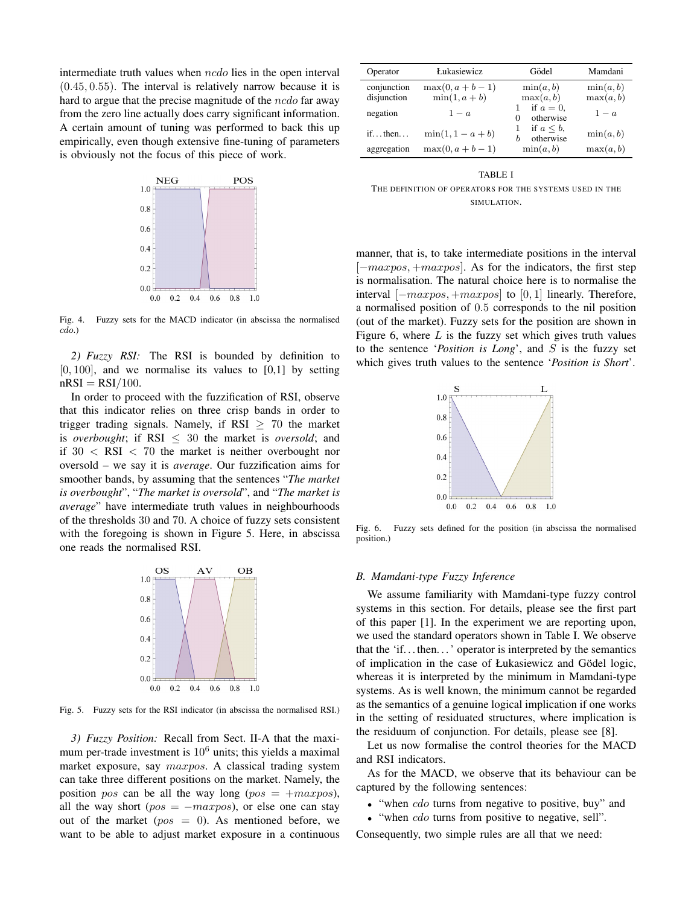intermediate truth values when $ncdo$ lies in the open interval $(0.45, 0.55)$. The interval is relatively narrow because it is hard to argue that the precise magnitude of the $ncdo$ far away from the zero line actually does carry significant information. A certain amount of tuning was performed to back this up empirically, even though extensive fine-tuning of parameters is obviously not the focus of this piece of work.

Fig. 4. Fuzzy sets for the MACD indicator (in abscissa the normalised $cdo$.)

*2) Fuzzy RSI:* The RSI is bounded by definition to $[0, 100]$, and we normalise its values to [0,1] by setting $\mathrm{nRSI} = \mathrm{RSI}/100$.

In order to proceed with the fuzzification of RSI, observe that this indicator relies on three crisp bands in order to trigger trading signals. Namely, if RSI $\geq$ 70 the market is *overbought*; if RSI $\leq$ 30 the market is *oversold*; and if $30 < \mathrm{RSI} < 70$ the market is neither overbought nor oversold – we say it is *average*. Our fuzzification aims for smoother bands, by assuming that the sentences "*The market is overbought*", "*The market is oversold*", and "*The market is average*" have intermediate truth values in neighbourhoods of the thresholds 30 and 70. A choice of fuzzy sets consistent with the foregoing is shown in Figure 5. Here, in abscissa one reads the normalised RSI.

Fig. 5. Fuzzy sets for the RSI indicator (in abscissa the normalised RSI.)

*3) Fuzzy Position:* Recall from Sect. II-A that the maximum per-trade investment is $10^6$ units; this yields a maximal market exposure, say $maxpos$. A classical trading system can take three different positions on the market. Namely, the position $pos$ can be all the way long ($pos = +maxpos$), all the way short ($pos = -maxpos$), or else one can stay out of the market ($pos = 0$). As mentioned before, we want to be able to adjust market exposure in a continuous manner, that is, to take intermediate positions in the interval $[-maxpos, +maxpos]$. As for the indicators, the first step is normalisation. The natural choice here is to normalise the interval $[-maxpos, +maxpos]$ to $[0, 1]$ linearly. Therefore, a normalised position of $0.5$ corresponds to the nil position (out of the market). Fuzzy sets for the position are shown in Figure 6, where $L$ is the fuzzy set which gives truth values to the sentence '*Position is Long*', and $S$ is the fuzzy set which gives truth values to the sentence '*Position is Short*'.

| Operator | Łukasiewicz | Gödel | Mamdani |
|---|---|---|---|
| conjunction | $\max(0, a+b-1)$ | $\min(a, b)$ | $\min(a, b)$ |
| disjunction | $\min(1, a+b)$ | $\max(a, b)$ | $\max(a, b)$ |
| negation | $1-a$ | 1 if $a = 0$, 0 otherwise | $1-a$ |
| if…then… | $\min(1, 1-a+b)$ | 1 if $a \leq b$, $b$ otherwise | $\min(a, b)$ |
| aggregation | $\max(0, a+b-1)$ | $\min(a, b)$ | $\max(a, b)$ |

TABLE I
THE DEFINITION OF OPERATORS FOR THE SYSTEMS USED IN THE SIMULATION.

Fig. 6. Fuzzy sets defined for the position (in abscissa the normalised position.)

### B. Mamdani-type Fuzzy Inference

We assume familiarity with Mamdani-type fuzzy control systems in this section. For details, please see the first part of this paper [1]. In the experiment we are reporting upon, we used the standard operators shown in Table I. We observe that the 'if…then…' operator is interpreted by the semantics of implication in the case of Łukasiewicz and Gödel logic, whereas it is interpreted by the minimum in Mamdani-type systems. As is well known, the minimum cannot be regarded as the semantics of a genuine logical implication if one works in the setting of residuated structures, where implication is the residuum of conjunction. For details, please see [8].

Let us now formalise the control theories for the MACD and RSI indicators.

As for the MACD, we observe that its behaviour can be captured by the following sentences:

- "when $cdo$ turns from negative to positive, buy" and
- "when $cdo$ turns from positive to negative, sell".

Consequently, two simple rules are all that we need: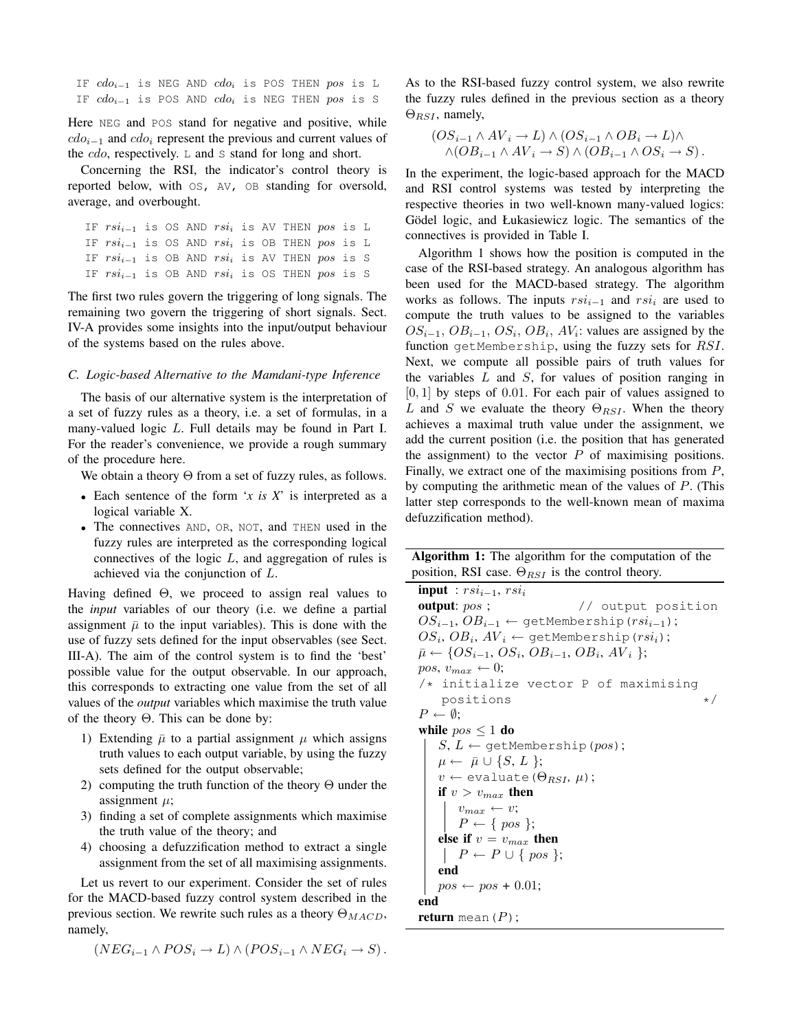```
IF cdo_{i-1} is NEG AND cdo_i is POS THEN pos is L
IF cdo_{i-1} is POS AND cdo_i is NEG THEN pos is S
```

Here NEG and POS stand for negative and positive, while $cdo_{i-1}$ and $cdo_i$ represent the previous and current values of the $cdo$, respectively. L and S stand for long and short.

Concerning the RSI, the indicator's control theory is reported below, with OS, AV, OB standing for oversold, average, and overbought.

```
IF rsi_{i-1} is OS AND rsi_i is AV THEN pos is L
IF rsi_{i-1} is OS AND rsi_i is OB THEN pos is L
IF rsi_{i-1} is OB AND rsi_i is AV THEN pos is S
IF rsi_{i-1} is OB AND rsi_i is OS THEN pos is S
```

The first two rules govern the triggering of long signals. The remaining two govern the triggering of short signals. Sect. IV-A provides some insights into the input/output behaviour of the systems based on the rules above.

### C. Logic-based Alternative to the Mamdani-type Inference

The basis of our alternative system is the interpretation of a set of fuzzy rules as a theory, i.e. a set of formulas, in a many-valued logic $L$. Full details may be found in Part I. For the reader's convenience, we provide a rough summary of the procedure here.

We obtain a theory $\Theta$ from a set of fuzzy rules, as follows.

- Each sentence of the form '*x is X*' is interpreted as a logical variable X.
- The connectives AND, OR, NOT, and THEN used in the fuzzy rules are interpreted as the corresponding logical connectives of the logic $L$, and aggregation of rules is achieved via the conjunction of $L$.

Having defined $\Theta$, we proceed to assign real values to the *input* variables of our theory (i.e. we define a partial assignment $\bar{\mu}$ to the input variables). This is done with the use of fuzzy sets defined for the input observables (see Sect. III-A). The aim of the control system is to find the 'best' possible value for the output observable. In our approach, this corresponds to extracting one value from the set of all values of the *output* variables which maximise the truth value of the theory $\Theta$. This can be done by:

1) Extending $\bar{\mu}$ to a partial assignment $\mu$ which assigns truth values to each output variable, by using the fuzzy sets defined for the output observable;
2) computing the truth function of the theory $\Theta$ under the assignment $\mu$;
3) finding a set of complete assignments which maximise the truth value of the theory; and
4) choosing a defuzzification method to extract a single assignment from the set of all maximising assignments.

Let us revert to our experiment. Consider the set of rules for the MACD-based fuzzy control system described in the previous section. We rewrite such rules as a theory $\Theta_{MACD}$, namely,

$$(NEG_{i-1} \wedge POS_i \to L) \wedge (POS_{i-1} \wedge NEG_i \to S)\,.$$

As to the RSI-based fuzzy control system, we also rewrite the fuzzy rules defined in the previous section as a theory $\Theta_{RSI}$, namely,

$$(OS_{i-1} \wedge AV_i \to L) \wedge (OS_{i-1} \wedge OB_i \to L) \wedge$$
$$\wedge (OB_{i-1} \wedge AV_i \to S) \wedge (OB_{i-1} \wedge OS_i \to S)\,.$$

In the experiment, the logic-based approach for the MACD and RSI control systems was tested by interpreting the respective theories in two well-known many-valued logics: Gödel logic, and Łukasiewicz logic. The semantics of the connectives is provided in Table I.

Algorithm 1 shows how the position is computed in the case of the RSI-based strategy. An analogous algorithm has been used for the MACD-based strategy. The algorithm works as follows. The inputs $rsi_{i-1}$ and $rsi_i$ are used to compute the truth values to be assigned to the variables $OS_{i-1}$, $OB_{i-1}$, $OS_i$, $OB_i$, $AV_i$: values are assigned by the function getMembership, using the fuzzy sets for $RSI$. Next, we compute all possible pairs of truth values for the variables $L$ and $S$, for values of position ranging in $[0, 1]$ by steps of $0.01$. For each pair of values assigned to $L$ and $S$ we evaluate the theory $\Theta_{RSI}$. When the theory achieves a maximal truth value under the assignment, we add the current position (i.e. the position that has generated the assignment) to the vector $P$ of maximising positions. Finally, we extract one of the maximising positions from $P$, by computing the arithmetic mean of the values of $P$. (This latter step corresponds to the well-known mean of maxima defuzzification method).

**Algorithm 1:** The algorithm for the computation of the position, RSI case. $\Theta_{RSI}$ is the control theory.

```
input : rsi_{i-1}, rsi_i
output: pos ;                    // output position
OS_{i-1}, OB_{i-1} ← getMembership(rsi_{i-1});
OS_i, OB_i, AV_i ← getMembership(rsi_i);
μ̄ ← {OS_{i-1}, OS_i, OB_{i-1}, OB_i, AV_i };
pos, v_max ← 0;
/* initialize vector P of maximising
   positions                                  */
P ← ∅;
while pos ≤ 1 do
    S, L ← getMembership(pos);
    μ ← μ̄ ∪ {S, L };
    v ← evaluate(Θ_RSI, μ);
    if v > v_max then
        v_max ← v;
        P ← { pos };
    else if v = v_max then
        P ← P ∪ { pos };
    end
    pos ← pos + 0.01;
end
return mean(P);
```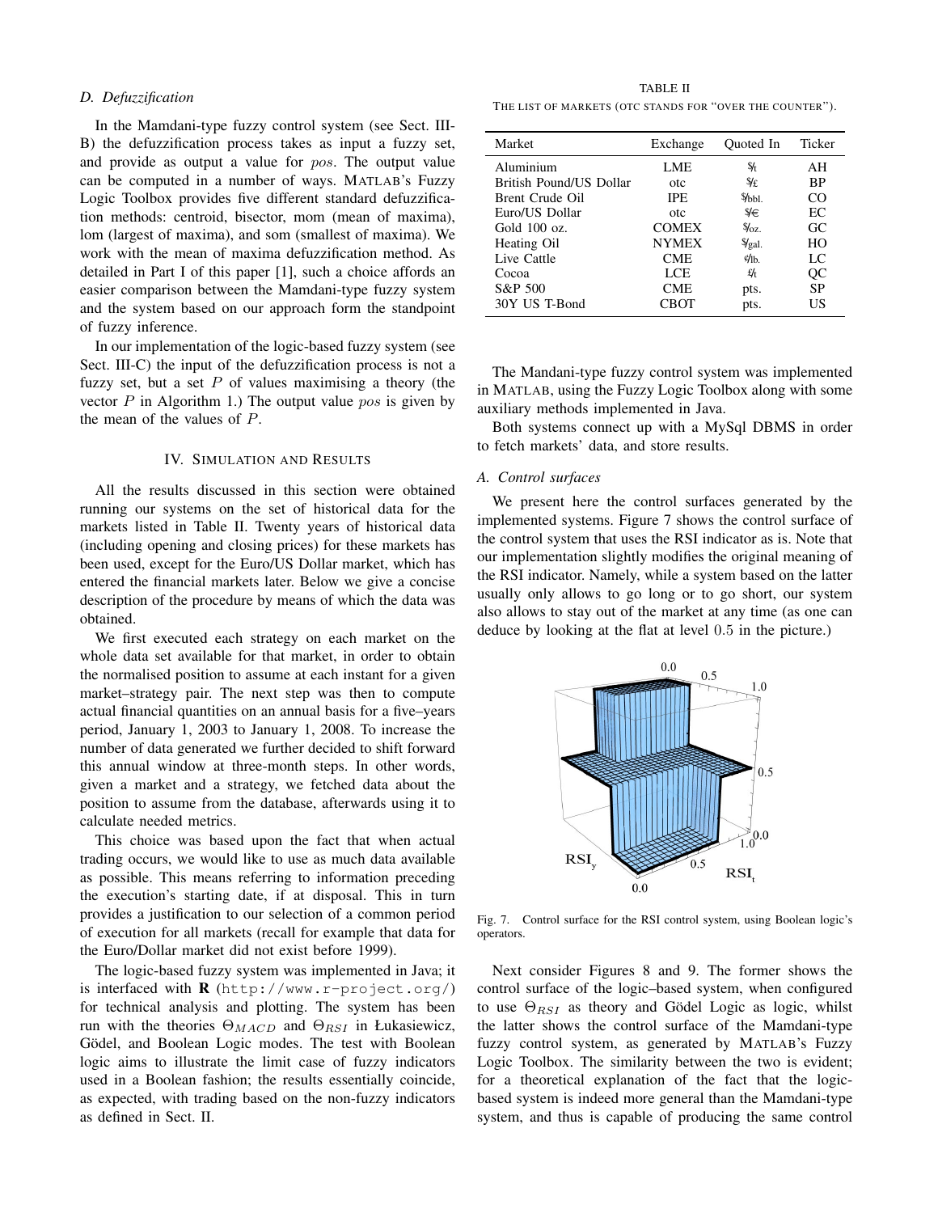### D. Defuzzification

In the Mamdani-type fuzzy control system (see Sect. III-B) the defuzzification process takes as input a fuzzy set, and provide as output a value for $pos$. The output value can be computed in a number of ways. MATLAB's Fuzzy Logic Toolbox provides five different standard defuzzification methods: centroid, bisector, mom (mean of maxima), lom (largest of maxima), and som (smallest of maxima). We work with the mean of maxima defuzzification method. As detailed in Part I of this paper [1], such a choice affords an easier comparison between the Mamdani-type fuzzy system and the system based on our approach form the standpoint of fuzzy inference.

In our implementation of the logic-based fuzzy system (see Sect. III-C) the input of the defuzzification process is not a fuzzy set, but a set $P$ of values maximising a theory (the vector $P$ in Algorithm 1.) The output value $pos$ is given by the mean of the values of $P$.

## IV. Simulation and Results

All the results discussed in this section were obtained running our systems on the set of historical data for the markets listed in Table II. Twenty years of historical data (including opening and closing prices) for these markets has been used, except for the Euro/US Dollar market, which has entered the financial markets later. Below we give a concise description of the procedure by means of which the data was obtained.

We first executed each strategy on each market on the whole data set available for that market, in order to obtain the normalised position to assume at each instant for a given market–strategy pair. The next step was then to compute actual financial quantities on an annual basis for a five–years period, January 1, 2003 to January 1, 2008. To increase the number of data generated we further decided to shift forward this annual window at three-month steps. In other words, given a market and a strategy, we fetched data about the position to assume from the database, afterwards using it to calculate needed metrics.

This choice was based upon the fact that when actual trading occurs, we would like to use as much data available as possible. This means referring to information preceding the execution's starting date, if at disposal. This in turn provides a justification to our selection of a common period of execution for all markets (recall for example that data for the Euro/Dollar market did not exist before 1999).

The logic-based fuzzy system was implemented in Java; it is interfaced with **R** (`http://www.r-project.org/`) for technical analysis and plotting. The system has been run with the theories $\Theta_{MACD}$ and $\Theta_{RSI}$ in Łukasiewicz, Gödel, and Boolean Logic modes. The test with Boolean logic aims to illustrate the limit case of fuzzy indicators used in a Boolean fashion; the results essentially coincide, as expected, with trading based on the non-fuzzy indicators as defined in Sect. II.

TABLE II
THE LIST OF MARKETS (OTC STANDS FOR "OVER THE COUNTER").

| Market | Exchange | Quoted In | Ticker |
|---|---|---|---|
| Aluminium | LME | $/t | AH |
| British Pound/US Dollar | otc | $/£ | BP |
| Brent Crude Oil | IPE | $/bbl. | CO |
| Euro/US Dollar | otc | $/€ | EC |
| Gold 100 oz. | COMEX | $/oz. | GC |
| Heating Oil | NYMEX | $/gal. | HO |
| Live Cattle | CME | ¢/lb. | LC |
| Cocoa | LCE | £/t | QC |
| S&P 500 | CME | pts. | SP |
| 30Y US T-Bond | CBOT | pts. | US |

The Mandani-type fuzzy control system was implemented in MATLAB, using the Fuzzy Logic Toolbox along with some auxiliary methods implemented in Java.

Both systems connect up with a MySql DBMS in order to fetch markets' data, and store results.

### A. Control surfaces

We present here the control surfaces generated by the implemented systems. Figure 7 shows the control surface of the control system that uses the RSI indicator as is. Note that our implementation slightly modifies the original meaning of the RSI indicator. Namely, while a system based on the latter usually only allows to go long or to go short, our system also allows to stay out of the market at any time (as one can deduce by looking at the flat at level 0.5 in the picture.)

0.0
0.5
1.0
0.5
0.0
1.0
RSI$_y$
0.5
RSI$_t$
0.0

Fig. 7. Control surface for the RSI control system, using Boolean logic's operators.

Next consider Figures 8 and 9. The former shows the control surface of the logic–based system, when configured to use $\Theta_{RSI}$ as theory and Gödel Logic as logic, whilst the latter shows the control surface of the Mamdani-type fuzzy control system, as generated by MATLAB's Fuzzy Logic Toolbox. The similarity between the two is evident; for a theoretical explanation of the fact that the logic-based system is indeed more general than the Mamdani-type system, and thus is capable of producing the same control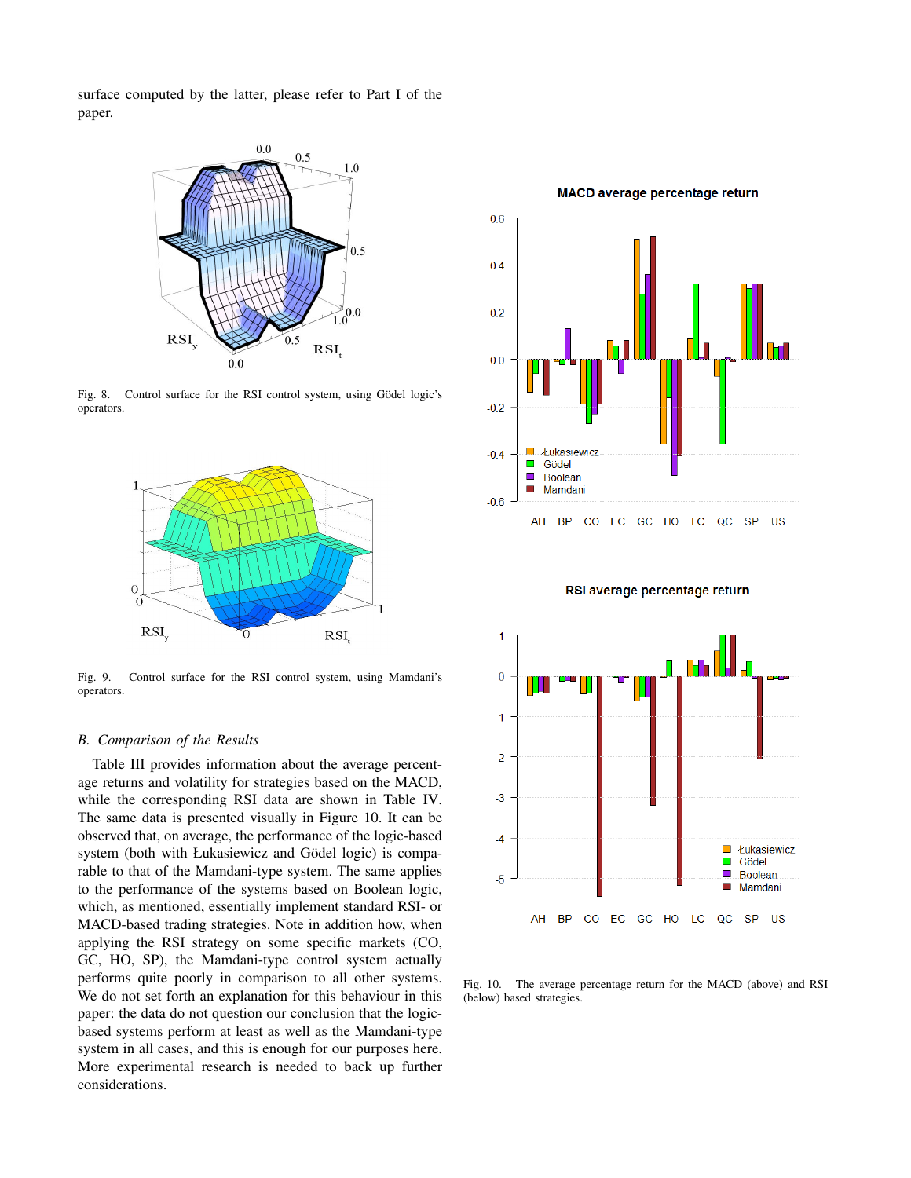surface computed by the latter, please refer to Part I of the paper.

Fig. 8. Control surface for the RSI control system, using Gödel logic's operators.

Fig. 9. Control surface for the RSI control system, using Mamdani's operators.

### B. Comparison of the Results

Table III provides information about the average percentage returns and volatility for strategies based on the MACD, while the corresponding RSI data are shown in Table IV. The same data is presented visually in Figure 10. It can be observed that, on average, the performance of the logic-based system (both with Łukasiewicz and Gödel logic) is comparable to that of the Mamdani-type system. The same applies to the performance of the systems based on Boolean logic, which, as mentioned, essentially implement standard RSI- or MACD-based trading strategies. Note in addition how, when applying the RSI strategy on some specific markets (CO, GC, HO, SP), the Mamdani-type control system actually performs quite poorly in comparison to all other systems. We do not set forth an explanation for this behaviour in this paper: the data do not question our conclusion that the logic-based systems perform at least as well as the Mamdani-type system in all cases, and this is enough for our purposes here. More experimental research is needed to back up further considerations.

Fig. 10. The average percentage return for the MACD (above) and RSI (below) based strategies.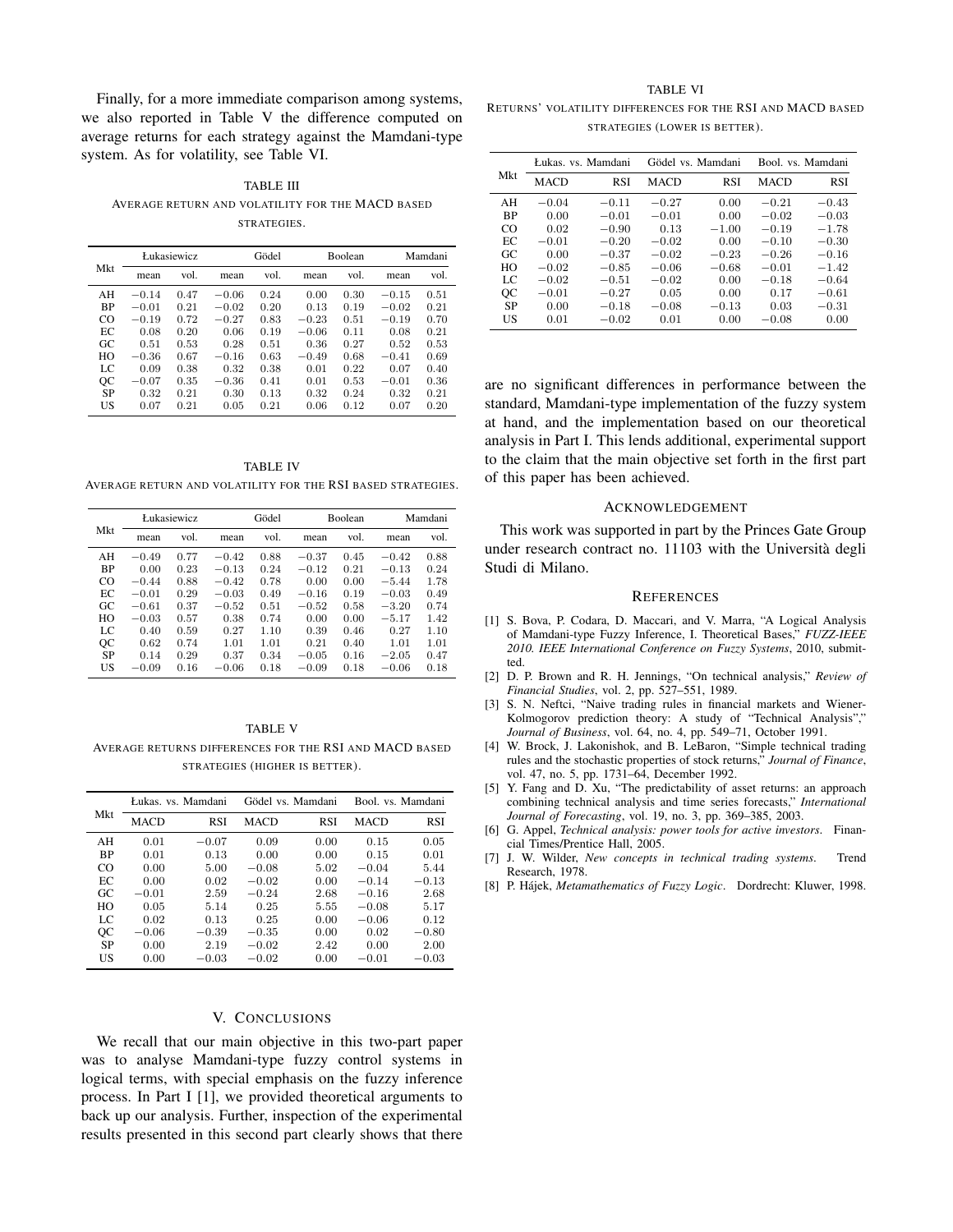Finally, for a more immediate comparison among systems, we also reported in Table V the difference computed on average returns for each strategy against the Mamdani-type system. As for volatility, see Table VI.

TABLE III
AVERAGE RETURN AND VOLATILITY FOR THE MACD BASED STRATEGIES.

| Mkt | Łukasiewicz | | Gödel | | Boolean | | Mamdani | |
|---|---|---|---|---|---|---|---|---|
| | mean | vol. | mean | vol. | mean | vol. | mean | vol. |
| AH | −0.14 | 0.47 | −0.06 | 0.24 | 0.00 | 0.30 | −0.15 | 0.51 |
| BP | −0.01 | 0.21 | −0.02 | 0.20 | 0.13 | 0.19 | −0.02 | 0.21 |
| CO | −0.19 | 0.72 | −0.27 | 0.83 | −0.23 | 0.51 | −0.19 | 0.70 |
| EC | 0.08 | 0.20 | 0.06 | 0.19 | −0.06 | 0.11 | 0.08 | 0.21 |
| GC | 0.51 | 0.53 | 0.28 | 0.51 | 0.36 | 0.27 | 0.52 | 0.53 |
| HO | −0.36 | 0.67 | −0.16 | 0.63 | −0.49 | 0.68 | −0.41 | 0.69 |
| LC | 0.09 | 0.38 | 0.32 | 0.38 | 0.01 | 0.22 | 0.07 | 0.40 |
| QC | −0.07 | 0.35 | −0.36 | 0.41 | 0.01 | 0.53 | −0.01 | 0.36 |
| SP | 0.32 | 0.21 | 0.30 | 0.13 | 0.32 | 0.24 | 0.32 | 0.21 |
| US | 0.07 | 0.21 | 0.05 | 0.21 | 0.06 | 0.12 | 0.07 | 0.20 |

TABLE IV
AVERAGE RETURN AND VOLATILITY FOR THE RSI BASED STRATEGIES.

| Mkt | Łukasiewicz | | Gödel | | Boolean | | Mamdani | |
|---|---|---|---|---|---|---|---|---|
| | mean | vol. | mean | vol. | mean | vol. | mean | vol. |
| AH | −0.49 | 0.77 | −0.42 | 0.88 | −0.37 | 0.45 | −0.42 | 0.88 |
| BP | 0.00 | 0.23 | −0.13 | 0.24 | −0.12 | 0.21 | −0.13 | 0.24 |
| CO | −0.44 | 0.88 | −0.42 | 0.78 | 0.00 | 0.00 | −5.44 | 1.78 |
| EC | −0.01 | 0.29 | −0.03 | 0.49 | −0.16 | 0.19 | −0.03 | 0.49 |
| GC | −0.61 | 0.37 | −0.52 | 0.51 | −0.52 | 0.58 | −3.20 | 0.74 |
| HO | −0.03 | 0.57 | 0.38 | 0.74 | 0.00 | 0.00 | −5.17 | 1.42 |
| LC | 0.40 | 0.59 | 0.27 | 1.10 | 0.39 | 0.46 | 0.27 | 1.10 |
| QC | 0.62 | 0.74 | 1.01 | 1.01 | 0.21 | 0.40 | 1.01 | 1.01 |
| SP | 0.14 | 0.29 | 0.37 | 0.34 | −0.05 | 0.16 | −2.05 | 0.47 |
| US | −0.09 | 0.16 | −0.06 | 0.18 | −0.09 | 0.18 | −0.06 | 0.18 |

TABLE V
AVERAGE RETURNS DIFFERENCES FOR THE RSI AND MACD BASED STRATEGIES (HIGHER IS BETTER).

| Mkt | Łukas. vs. Mamdani | | Gödel vs. Mamdani | | Bool. vs. Mamdani | |
|---|---|---|---|---|---|---|
| | MACD | RSI | MACD | RSI | MACD | RSI |
| AH | 0.01 | −0.07 | 0.09 | 0.00 | 0.15 | 0.05 |
| BP | 0.01 | 0.13 | 0.00 | 0.00 | 0.15 | 0.01 |
| CO | 0.00 | 5.00 | −0.08 | 5.02 | −0.04 | 5.44 |
| EC | 0.00 | 0.02 | −0.02 | 0.00 | −0.14 | −0.13 |
| GC | −0.01 | 2.59 | −0.24 | 2.68 | −0.16 | 2.68 |
| HO | 0.05 | 5.14 | 0.25 | 5.55 | −0.08 | 5.17 |
| LC | 0.02 | 0.13 | 0.25 | 0.00 | −0.06 | 0.12 |
| QC | −0.06 | −0.39 | −0.35 | 0.00 | 0.02 | −0.80 |
| SP | 0.00 | 2.19 | −0.02 | 2.42 | 0.00 | 2.00 |
| US | 0.00 | −0.03 | −0.02 | 0.00 | −0.01 | −0.03 |

## V. CONCLUSIONS

We recall that our main objective in this two-part paper was to analyse Mamdani-type fuzzy control systems in logical terms, with special emphasis on the fuzzy inference process. In Part I [1], we provided theoretical arguments to back up our analysis. Further, inspection of the experimental results presented in this second part clearly shows that there are no significant differences in performance between the standard, Mamdani-type implementation of the fuzzy system at hand, and the implementation based on our theoretical analysis in Part I. This lends additional, experimental support to the claim that the main objective set forth in the first part of this paper has been achieved.

TABLE VI
RETURNS' VOLATILITY DIFFERENCES FOR THE RSI AND MACD BASED STRATEGIES (LOWER IS BETTER).

| Mkt | Łukas. vs. Mamdani | | Gödel vs. Mamdani | | Bool. vs. Mamdani | |
|---|---|---|---|---|---|---|
| | MACD | RSI | MACD | RSI | MACD | RSI |
| AH | −0.04 | −0.11 | −0.27 | 0.00 | −0.21 | −0.43 |
| BP | 0.00 | −0.01 | −0.01 | 0.00 | −0.02 | −0.03 |
| CO | 0.02 | −0.90 | 0.13 | −1.00 | −0.19 | −1.78 |
| EC | −0.01 | −0.20 | −0.02 | 0.00 | −0.10 | −0.30 |
| GC | 0.00 | −0.37 | −0.02 | −0.23 | −0.26 | −0.16 |
| HO | −0.02 | −0.85 | −0.06 | −0.68 | −0.01 | −1.42 |
| LC | −0.02 | −0.51 | −0.02 | 0.00 | −0.18 | −0.64 |
| QC | −0.01 | −0.27 | 0.05 | 0.00 | 0.17 | −0.61 |
| SP | 0.00 | −0.18 | −0.08 | −0.13 | 0.03 | −0.31 |
| US | 0.01 | −0.02 | 0.01 | 0.00 | −0.08 | 0.00 |

## ACKNOWLEDGEMENT

This work was supported in part by the Princes Gate Group under research contract no. 11103 with the Università degli Studi di Milano.

## REFERENCES

[1] S. Bova, P. Codara, D. Maccari, and V. Marra, "A Logical Analysis of Mamdani-type Fuzzy Inference, I. Theoretical Bases," *FUZZ-IEEE 2010. IEEE International Conference on Fuzzy Systems*, 2010, submitted.

[2] D. P. Brown and R. H. Jennings, "On technical analysis," *Review of Financial Studies*, vol. 2, pp. 527–551, 1989.

[3] S. N. Neftci, "Naive trading rules in financial markets and Wiener-Kolmogorov prediction theory: A study of "Technical Analysis"," *Journal of Business*, vol. 64, no. 4, pp. 549–71, October 1991.

[4] W. Brock, J. Lakonishok, and B. LeBaron, "Simple technical trading rules and the stochastic properties of stock returns," *Journal of Finance*, vol. 47, no. 5, pp. 1731–64, December 1992.

[5] Y. Fang and D. Xu, "The predictability of asset returns: an approach combining technical analysis and time series forecasts," *International Journal of Forecasting*, vol. 19, no. 3, pp. 369–385, 2003.

[6] G. Appel, *Technical analysis: power tools for active investors*. Financial Times/Prentice Hall, 2005.

[7] J. W. Wilder, *New concepts in technical trading systems*. Trend Research, 1978.

[8] P. Hájek, *Metamathematics of Fuzzy Logic*. Dordrecht: Kluwer, 1998.